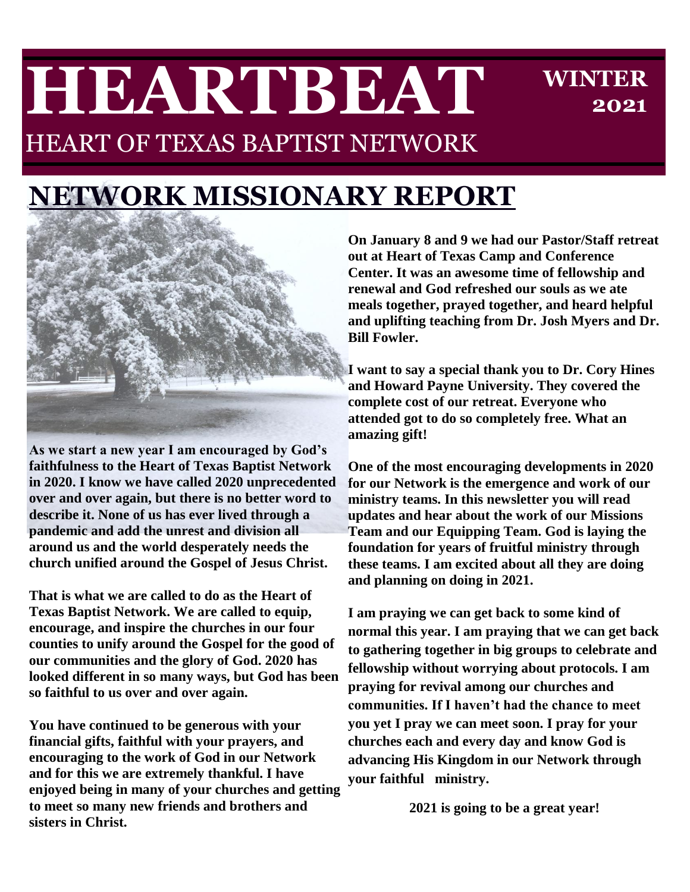# HEARTBEAT

**WINTER 2021**

HEART OF TEXAS BAPTIST NETWORK

## NETWORK MISSIONARY REPORT

**As we start a new year I am encouraged by God's faithfulness to the Heart of Texas Baptist Network in 2020. I know we have called 2020 unprecedented over and over again, but there is no better word to describe it. None of us has ever lived through a pandemic and add the unrest and division all around us and the world desperately needs the church unified around the Gospel of Jesus Christ.**

**That is what we are called to do as the Heart of Texas Baptist Network. We are called to equip, encourage, and inspire the churches in our four counties to unify around the Gospel for the good of our communities and the glory of God. 2020 has looked different in so many ways, but God has been so faithful to us over and over again.**

**You have continued to be generous with your financial gifts, faithful with your prayers, and encouraging to the work of God in our Network and for this we are extremely thankful. I have enjoyed being in many of your churches and getting to meet so many new friends and brothers and sisters in Christ.**

**On January 8 and 9 we had our Pastor/Staff retreat out at Heart of Texas Camp and Conference Center. It was an awesome time of fellowship and renewal and God refreshed our souls as we ate meals together, prayed together, and heard helpful and uplifting teaching from Dr. Josh Myers and Dr. Bill Fowler.**

**I want to say a special thank you to Dr. Cory Hines and Howard Payne University. They covered the complete cost of our retreat. Everyone who attended got to do so completely free. What an amazing gift!**

**One of the most encouraging developments in 2020 for our Network is the emergence and work of our ministry teams. In this newsletter you will read updates and hear about the work of our Missions Team and our Equipping Team. God is laying the foundation for years of fruitful ministry through these teams. I am excited about all they are doing and planning on doing in 2021.**

**I am praying we can get back to some kind of normal this year. I am praying that we can get back to gathering together in big groups to celebrate and fellowship without worrying about protocols. I am praying for revival among our churches and communities. If I haven't had the chance to meet you yet I pray we can meet soon. I pray for your churches each and every day and know God is advancing His Kingdom in our Network through your faithful ministry.**

**2021 is going to be a great year!**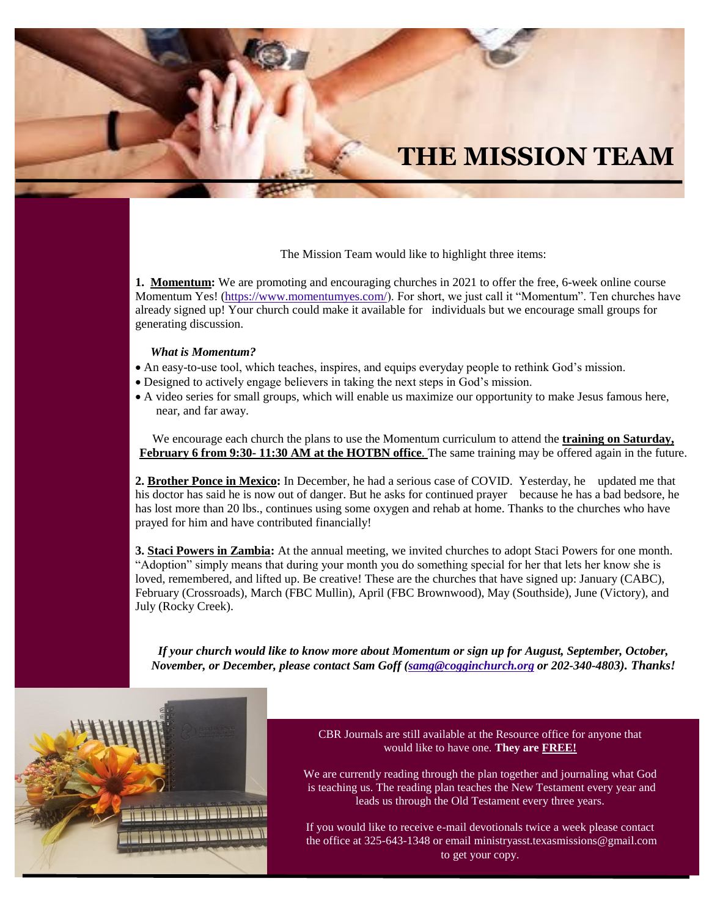# THE MISSION TEAM

The Mission Team would like to highlight three items:

**1. Momentum:** We are promoting and encouraging churches in 2021 to offer the free, 6-week online course Momentum Yes! (https://www.momentumyes.com/). For short, we just call it "Momentum". Ten churches have already signed up! Your church could make it available for individuals but we encourage small groups for generating discussion.

***What is Momentum?***

- An easy-to-use tool, which teaches, inspires, and equips everyday people to rethink God's mission.
- Designed to actively engage believers in taking the next steps in God's mission.
- A video series for small groups, which will enable us maximize our opportunity to make Jesus famous here, near, and far away.

We encourage each church the plans to use the Momentum curriculum to attend the **training on Saturday, February 6 from 9:30- 11:30 AM at the HOTBN office**. The same training may be offered again in the future.

**2. Brother Ponce in Mexico:** In December, he had a serious case of COVID. Yesterday, he updated me that his doctor has said he is now out of danger. But he asks for continued prayer because he has a bad bedsore, he has lost more than 20 lbs., continues using some oxygen and rehab at home. Thanks to the churches who have prayed for him and have contributed financially!

**3. Staci Powers in Zambia:** At the annual meeting, we invited churches to adopt Staci Powers for one month. "Adoption" simply means that during your month you do something special for her that lets her know she is loved, remembered, and lifted up. Be creative! These are the churches that have signed up: January (CABC), February (Crossroads), March (FBC Mullin), April (FBC Brownwood), May (Southside), June (Victory), and July (Rocky Creek).

***If your church would like to know more about Momentum or sign up for August, September, October, November, or December, please contact Sam Goff (samg@cogginchurch.org or 202-340-4803). Thanks!***

CBR Journals are still available at the Resource office for anyone that would like to have one. **They are FREE!**

We are currently reading through the plan together and journaling what God is teaching us. The reading plan teaches the New Testament every year and leads us through the Old Testament every three years.

If you would like to receive e-mail devotionals twice a week please contact the office at 325-643-1348 or email ministryasst.texasmissions@gmail.com to get your copy.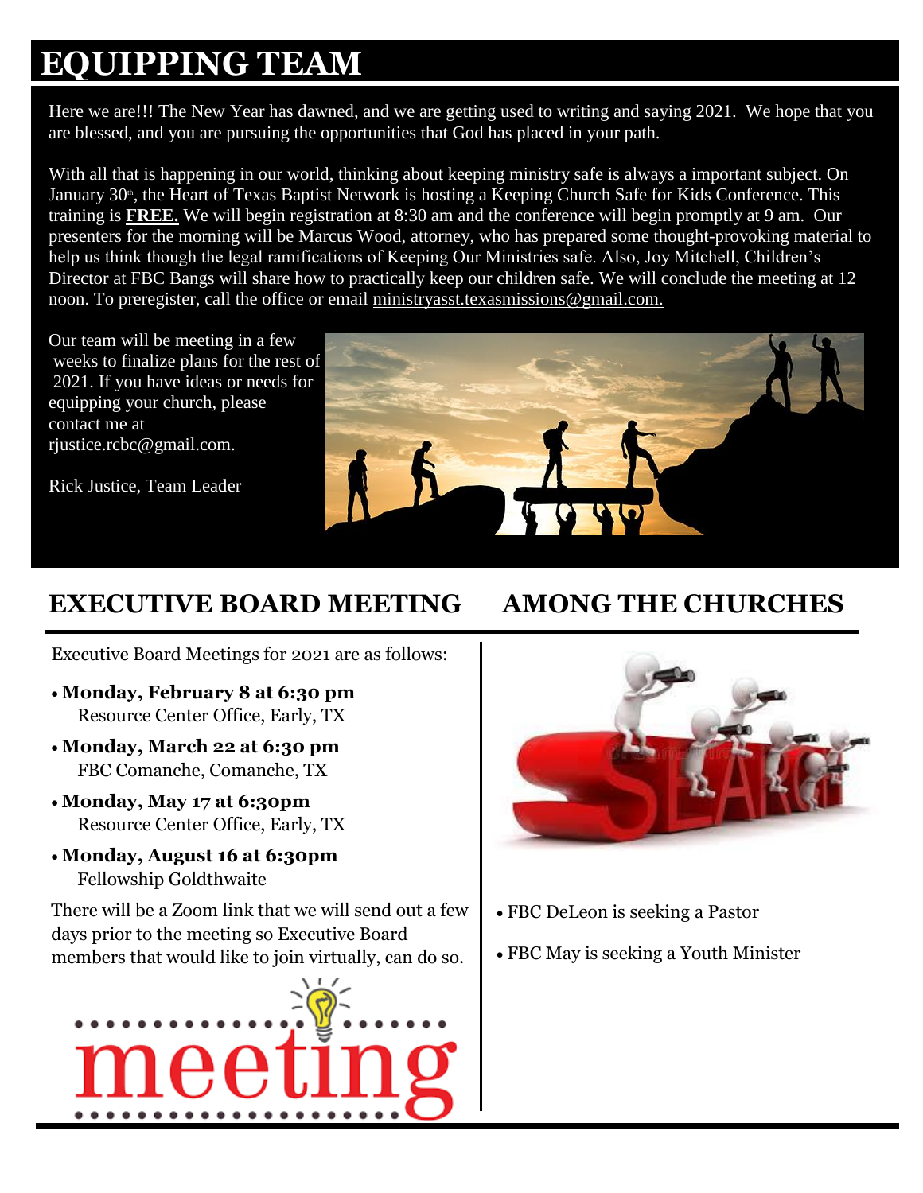# EQUIPPING TEAM

Here we are!!! The New Year has dawned, and we are getting used to writing and saying 2021. We hope that you are blessed, and you are pursuing the opportunities that God has placed in your path.

With all that is happening in our world, thinking about keeping ministry safe is always a important subject. On January 30th, the Heart of Texas Baptist Network is hosting a Keeping Church Safe for Kids Conference. This training is **FREE.** We will begin registration at 8:30 am and the conference will begin promptly at 9 am. Our presenters for the morning will be Marcus Wood, attorney, who has prepared some thought-provoking material to help us think though the legal ramifications of Keeping Our Ministries safe. Also, Joy Mitchell, Children's Director at FBC Bangs will share how to practically keep our children safe. We will conclude the meeting at 12 noon. To preregister, call the office or email ministryasst.texasmissions@gmail.com.

Our team will be meeting in a few weeks to finalize plans for the rest of 2021. If you have ideas or needs for equipping your church, please contact me at rjustice.rcbc@gmail.com.

Rick Justice, Team Leader

## EXECUTIVE BOARD MEETING

Executive Board Meetings for 2021 are as follows:

- **Monday, February 8 at 6:30 pm**
  Resource Center Office, Early, TX
- **Monday, March 22 at 6:30 pm**
  FBC Comanche, Comanche, TX
- **Monday, May 17 at 6:30pm**
  Resource Center Office, Early, TX
- **Monday, August 16 at 6:30pm**
  Fellowship Goldthwaite

There will be a Zoom link that we will send out a few days prior to the meeting so Executive Board members that would like to join virtually, can do so.

## AMONG THE CHURCHES

- FBC DeLeon is seeking a Pastor
- FBC May is seeking a Youth Minister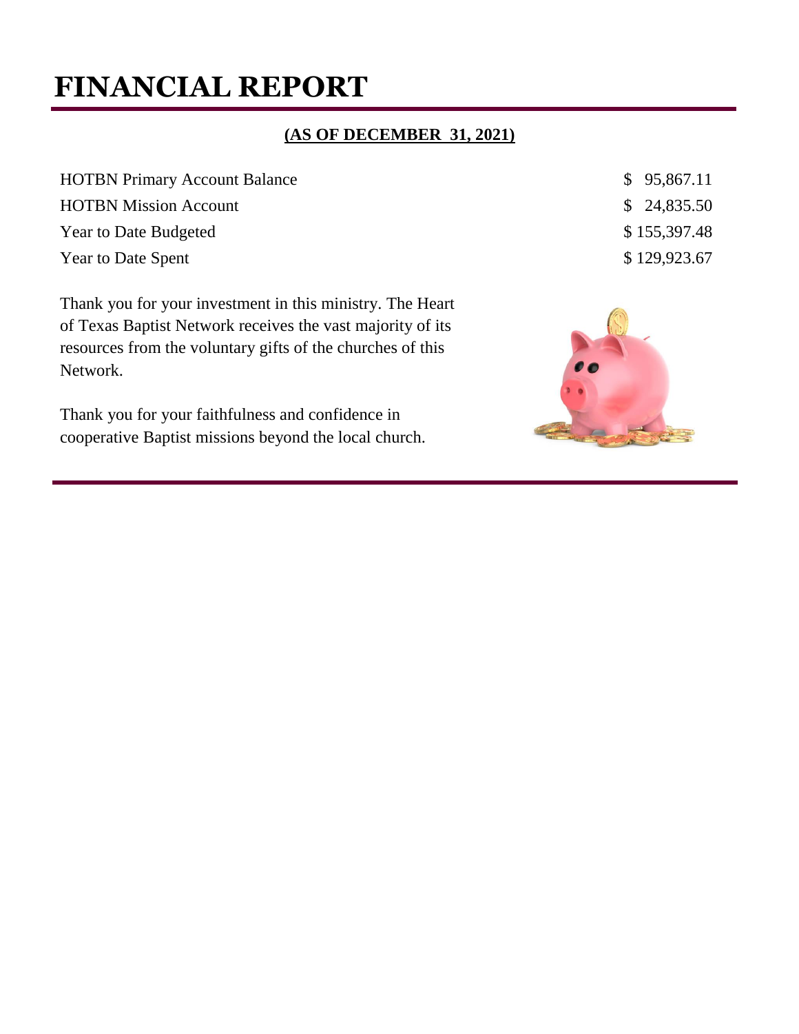# FINANCIAL REPORT

**(AS OF DECEMBER 31, 2021)**

| | |
|---|---|
| HOTBN Primary Account Balance | $ 95,867.11 |
| HOTBN Mission Account | $ 24,835.50 |
| Year to Date Budgeted | $ 155,397.48 |
| Year to Date Spent | $ 129,923.67 |

Thank you for your investment in this ministry. The Heart of Texas Baptist Network receives the vast majority of its resources from the voluntary gifts of the churches of this Network.

Thank you for your faithfulness and confidence in cooperative Baptist missions beyond the local church.